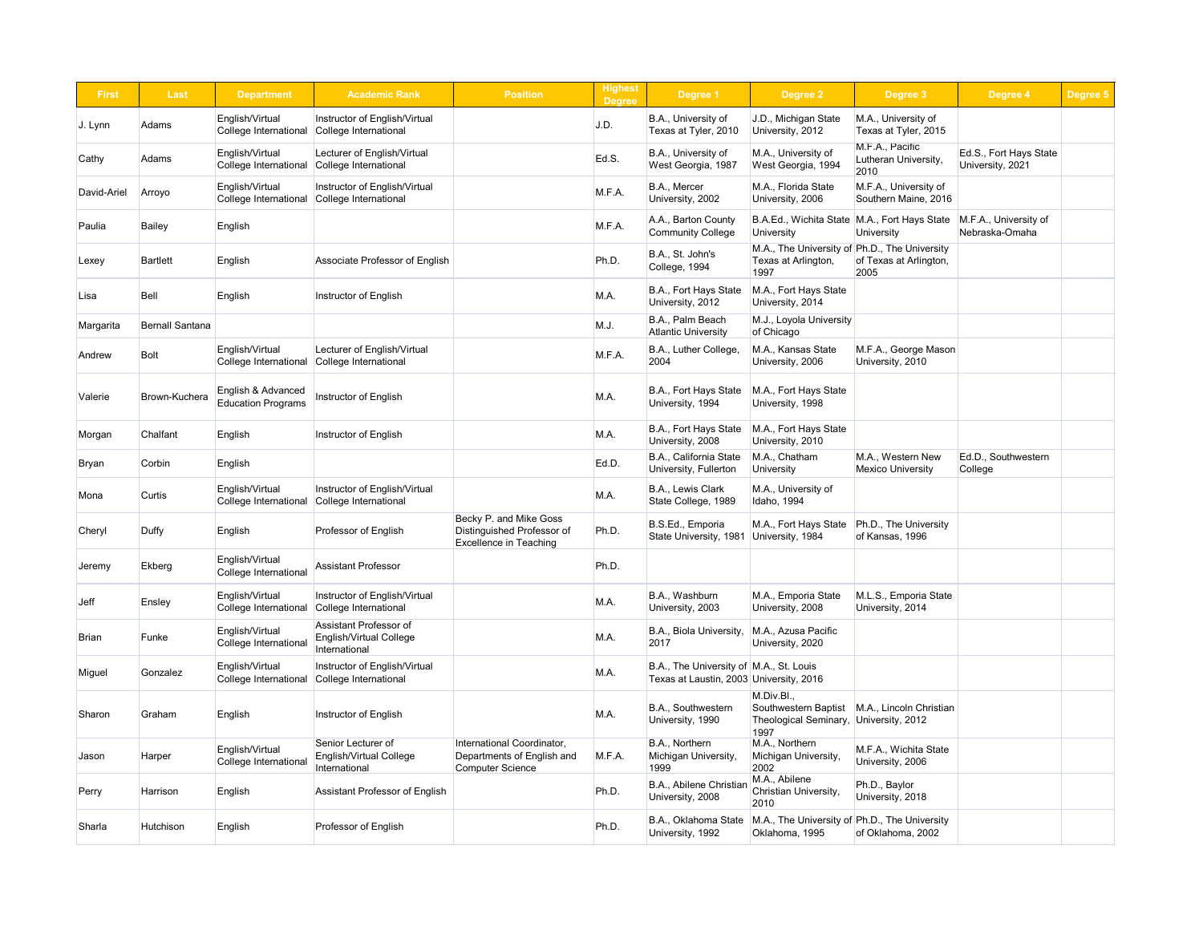| First | Last | Department | Academic Rank | Position | Highest Degree | Degree 1 | Degree 2 | Degree 3 | Degree 4 | Degree 5 |
|---|---|---|---|---|---|---|---|---|---|---|
| J. Lynn | Adams | English/Virtual College International | Instructor of English/Virtual College International | | J.D. | B.A., University of Texas at Tyler, 2010 | J.D., Michigan State University, 2012 | M.A., University of Texas at Tyler, 2015 | | |
| Cathy | Adams | English/Virtual College International | Lecturer of English/Virtual College International | | Ed.S. | B.A., University of West Georgia, 1987 | M.A., University of West Georgia, 1994 | M.F.A., Pacific Lutheran University, 2010 | Ed.S., Fort Hays State University, 2021 | |
| David-Ariel | Arroyo | English/Virtual College International | Instructor of English/Virtual College International | | M.F.A. | B.A., Mercer University, 2002 | M.A., Florida State University, 2006 | M.F.A., University of Southern Maine, 2016 | | |
| Paulia | Bailey | English | | | M.F.A. | A.A., Barton County Community College | B.A.Ed., Wichita State University | M.A., Fort Hays State University | M.F.A., University of Nebraska-Omaha | |
| Lexey | Bartlett | English | Associate Professor of English | | Ph.D. | B.A., St. John's College, 1994 | M.A., The University of Texas at Arlington, 1997 | Ph.D., The University of Texas at Arlington, 2005 | | |
| Lisa | Bell | English | Instructor of English | | M.A. | B.A., Fort Hays State University, 2012 | M.A., Fort Hays State University, 2014 | | | |
| Margarita | Bernall Santana | | | | M.J. | B.A., Palm Beach Atlantic University | M.J., Loyola University of Chicago | | | |
| Andrew | Bolt | English/Virtual College International | Lecturer of English/Virtual College International | | M.F.A. | B.A., Luther College, 2004 | M.A., Kansas State University, 2006 | M.F.A., George Mason University, 2010 | | |
| Valerie | Brown-Kuchera | English & Advanced Education Programs | Instructor of English | | M.A. | B.A., Fort Hays State University, 1994 | M.A., Fort Hays State University, 1998 | | | |
| Morgan | Chalfant | English | Instructor of English | | M.A. | B.A., Fort Hays State University, 2008 | M.A., Fort Hays State University, 2010 | | | |
| Bryan | Corbin | English | | | Ed.D. | B.A., California State University, Fullerton | M.A., Chatham University | M.A., Western New Mexico University | Ed.D., Southwestern College | |
| Mona | Curtis | English/Virtual College International | Instructor of English/Virtual College International | | M.A. | B.A., Lewis Clark State College, 1989 | M.A., University of Idaho, 1994 | | | |
| Cheryl | Duffy | English | Professor of English | Becky P. and Mike Goss Distinguished Professor of Excellence in Teaching | Ph.D. | B.S.Ed., Emporia State University, 1981 | M.A., Fort Hays State University, 1984 | Ph.D., The University of Kansas, 1996 | | |
| Jeremy | Ekberg | English/Virtual College International | Assistant Professor | | Ph.D. | | | | | |
| Jeff | Ensley | English/Virtual College International | Instructor of English/Virtual College International | | M.A. | B.A., Washburn University, 2003 | M.A., Emporia State University, 2008 | M.L.S., Emporia State University, 2014 | | |
| Brian | Funke | English/Virtual College International | Assistant Professor of English/Virtual College International | | M.A. | B.A., Biola University, 2017 | M.A., Azusa Pacific University, 2020 | | | |
| Miguel | Gonzalez | English/Virtual College International | Instructor of English/Virtual College International | | M.A. | B.A., The University of Texas at Laustin, 2003 | M.A., St. Louis University, 2016 | | | |
| Sharon | Graham | English | Instructor of English | | M.A. | B.A., Southwestern University, 1990 | M.Div.Bl., Southwestern Baptist Theological Seminary, 1997 | M.A., Lincoln Christian University, 2012 | | |
| Jason | Harper | English/Virtual College International | Senior Lecturer of English/Virtual College International | International Coordinator, Departments of English and Computer Science | M.F.A. | B.A., Northern Michigan University, 1999 | M.A., Northern Michigan University, 2002 | M.F.A., Wichita State University, 2006 | | |
| Perry | Harrison | English | Assistant Professor of English | | Ph.D. | B.A., Abilene Christian University, 2008 | M.A., Abilene Christian University, 2010 | Ph.D., Baylor University, 2018 | | |
| Sharla | Hutchison | English | Professor of English | | Ph.D. | B.A., Oklahoma State University, 1992 | M.A., The University of Oklahoma, 1995 | Ph.D., The University of Oklahoma, 2002 | | |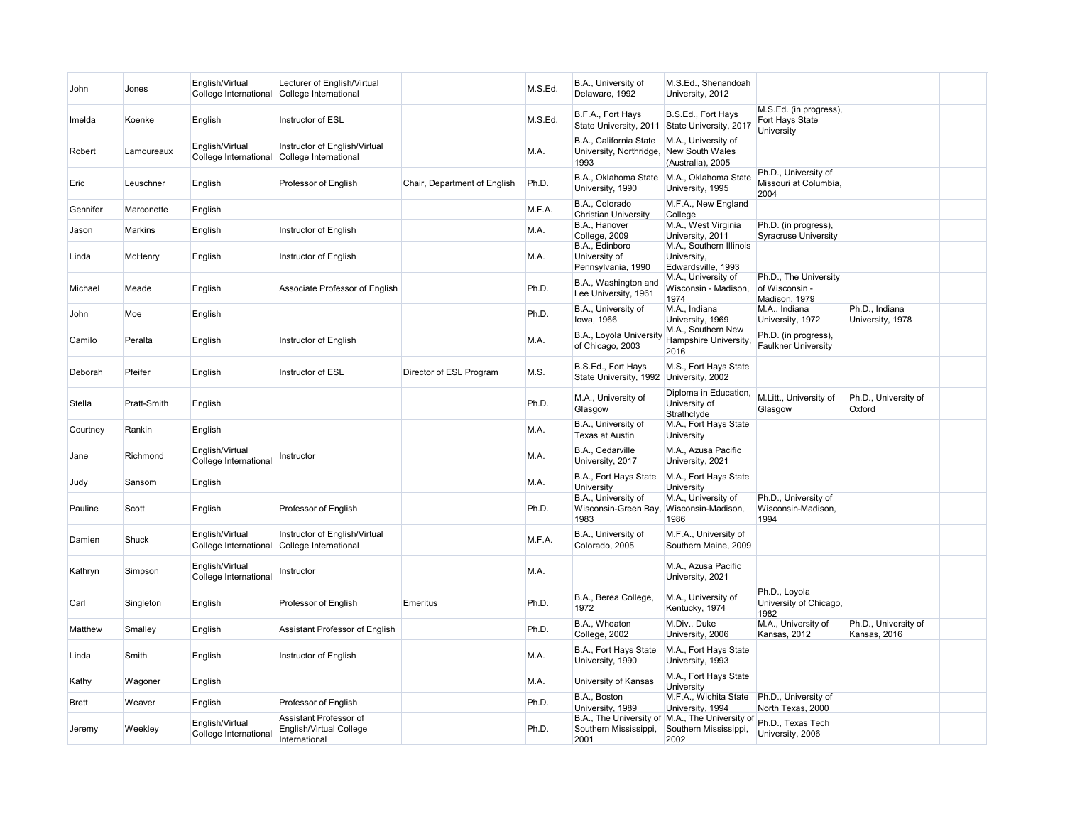| | | | | | | | | | | |
|---|---|---|---|---|---|---|---|---|---|---|
| John | Jones | English/Virtual College International | Lecturer of English/Virtual College International | | M.S.Ed. | B.A., University of Delaware, 1992 | M.S.Ed., Shenandoah University, 2012 | | | |
| Imelda | Koenke | English | Instructor of ESL | | M.S.Ed. | B.F.A., Fort Hays State University, 2011 | B.S.Ed., Fort Hays State University, 2017 | M.S.Ed. (in progress), Fort Hays State University | | |
| Robert | Lamoureaux | English/Virtual College International | Instructor of English/Virtual College International | | M.A. | B.A., California State University, Northridge, 1993 | M.A., University of New South Wales (Australia), 2005 | | | |
| Eric | Leuschner | English | Professor of English | Chair, Department of English | Ph.D. | B.A., Oklahoma State University, 1990 | M.A., Oklahoma State University, 1995 | Ph.D., University of Missouri at Columbia, 2004 | | |
| Gennifer | Marconette | English | | | M.F.A. | B.A., Colorado Christian University | M.F.A., New England College | | | |
| Jason | Markins | English | Instructor of English | | M.A. | B.A., Hanover College, 2009 | M.A., West Virginia University, 2011 | Ph.D. (in progress), Syracruse University | | |
| Linda | McHenry | English | Instructor of English | | M.A. | B.A., Edinboro University of Pennsylvania, 1990 | M.A., Southern Illinois University, Edwardsville, 1993 | | | |
| Michael | Meade | English | Associate Professor of English | | Ph.D. | B.A., Washington and Lee University, 1961 | M.A., University of Wisconsin - Madison, 1974 | Ph.D., The University of Wisconsin - Madison, 1979 | | |
| John | Moe | English | | | Ph.D. | B.A., University of Iowa, 1966 | M.A., Indiana University, 1969 | M.A., Indiana University, 1972 | Ph.D., Indiana University, 1978 | |
| Camilo | Peralta | English | Instructor of English | | M.A. | B.A., Loyola University of Chicago, 2003 | M.A., Southern New Hampshire University, 2016 | Ph.D. (in progress), Faulkner University | | |
| Deborah | Pfeifer | English | Instructor of ESL | Director of ESL Program | M.S. | B.S.Ed., Fort Hays State University, 1992 | M.S., Fort Hays State University, 2002 | | | |
| Stella | Pratt-Smith | English | | | Ph.D. | M.A., University of Glasgow | Diploma in Education, University of Strathclyde | M.Litt., University of Glasgow | Ph.D., University of Oxford | |
| Courtney | Rankin | English | | | M.A. | B.A., University of Texas at Austin | M.A., Fort Hays State University | | | |
| Jane | Richmond | English/Virtual College International | Instructor | | M.A. | B.A., Cedarville University, 2017 | M.A., Azusa Pacific University, 2021 | | | |
| Judy | Sansom | English | | | M.A. | B.A., Fort Hays State University | M.A., Fort Hays State University | | | |
| Pauline | Scott | English | Professor of English | | Ph.D. | B.A., University of Wisconsin-Green Bay, 1983 | M.A., University of Wisconsin-Madison, 1986 | Ph.D., University of Wisconsin-Madison, 1994 | | |
| Damien | Shuck | English/Virtual College International | Instructor of English/Virtual College International | | M.F.A. | B.A., University of Colorado, 2005 | M.F.A., University of Southern Maine, 2009 | | | |
| Kathryn | Simpson | English/Virtual College International | Instructor | | M.A. | | M.A., Azusa Pacific University, 2021 | | | |
| Carl | Singleton | English | Professor of English | Emeritus | Ph.D. | B.A., Berea College, 1972 | M.A., University of Kentucky, 1974 | Ph.D., Loyola University of Chicago, 1982 | | |
| Matthew | Smalley | English | Assistant Professor of English | | Ph.D. | B.A., Wheaton College, 2002 | M.Div., Duke University, 2006 | M.A., University of Kansas, 2012 | Ph.D., University of Kansas, 2016 | |
| Linda | Smith | English | Instructor of English | | M.A. | B.A., Fort Hays State University, 1990 | M.A., Fort Hays State University, 1993 | | | |
| Kathy | Wagoner | English | | | M.A. | University of Kansas | M.A., Fort Hays State University | | | |
| Brett | Weaver | English | Professor of English | | Ph.D. | B.A., Boston University, 1989 | M.F.A., Wichita State University, 1994 | Ph.D., University of North Texas, 2000 | | |
| Jeremy | Weekley | English/Virtual College International | Assistant Professor of English/Virtual College International | | Ph.D. | B.A., The University of Southern Mississippi, 2001 | M.A., The University of Southern Mississippi, 2002 | Ph.D., Texas Tech University, 2006 | | |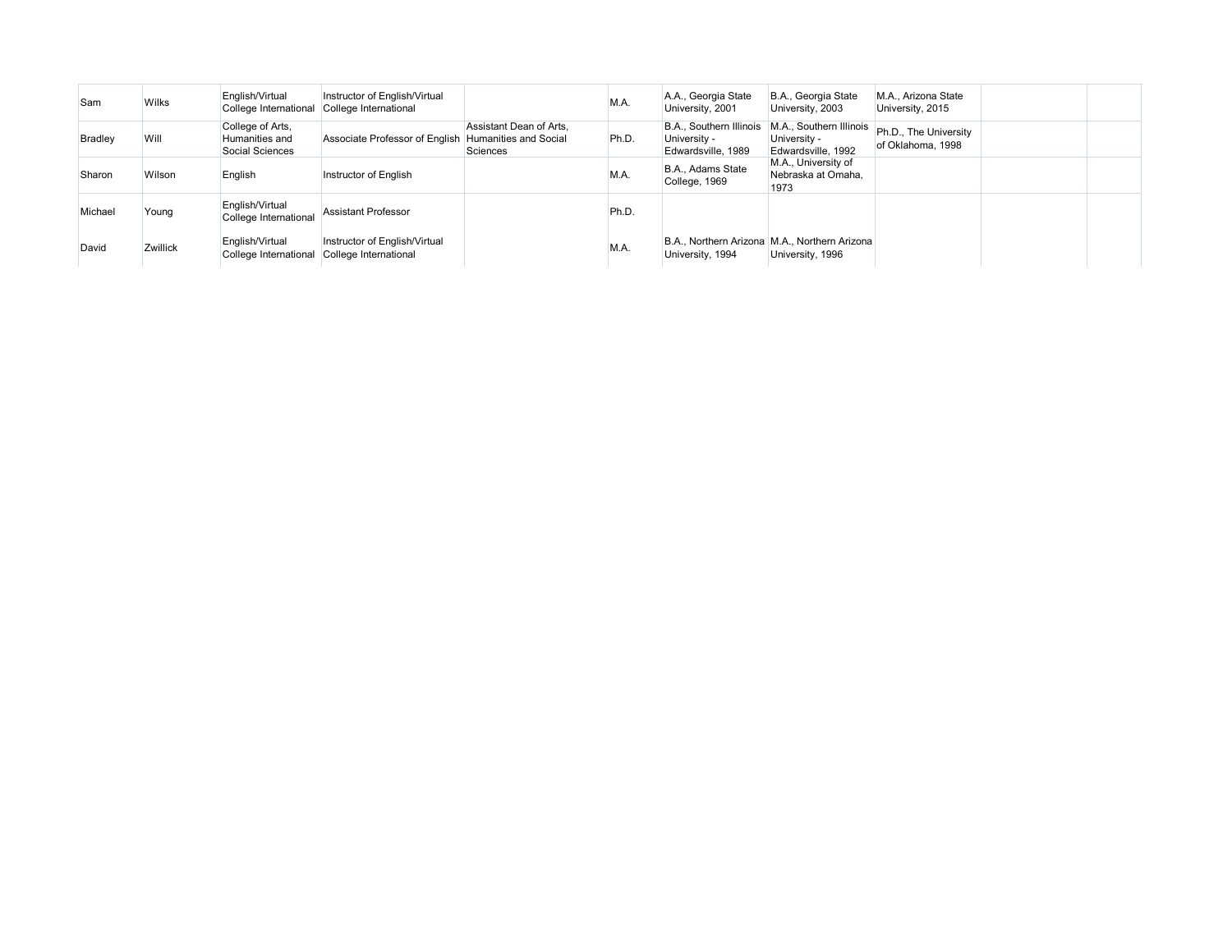| | | | | | | | | | | |
|---|---|---|---|---|---|---|---|---|---|---|
| Sam | Wilks | English/Virtual College International | Instructor of English/Virtual College International | | M.A. | A.A., Georgia State University, 2001 | B.A., Georgia State University, 2003 | M.A., Arizona State University, 2015 | | |
| Bradley | Will | College of Arts, Humanities and Social Sciences | Associate Professor of English | Assistant Dean of Arts, Humanities and Social Sciences | Ph.D. | B.A., Southern Illinois University - Edwardsville, 1989 | M.A., Southern Illinois University - Edwardsville, 1992 | Ph.D., The University of Oklahoma, 1998 | | |
| Sharon | Wilson | English | Instructor of English | | M.A. | B.A., Adams State College, 1969 | M.A., University of Nebraska at Omaha, 1973 | | | |
| Michael | Young | English/Virtual College International | Assistant Professor | | Ph.D. | | | | | |
| David | Zwillick | English/Virtual College International | Instructor of English/Virtual College International | | M.A. | B.A., Northern Arizona University, 1994 | M.A., Northern Arizona University, 1996 | | | |